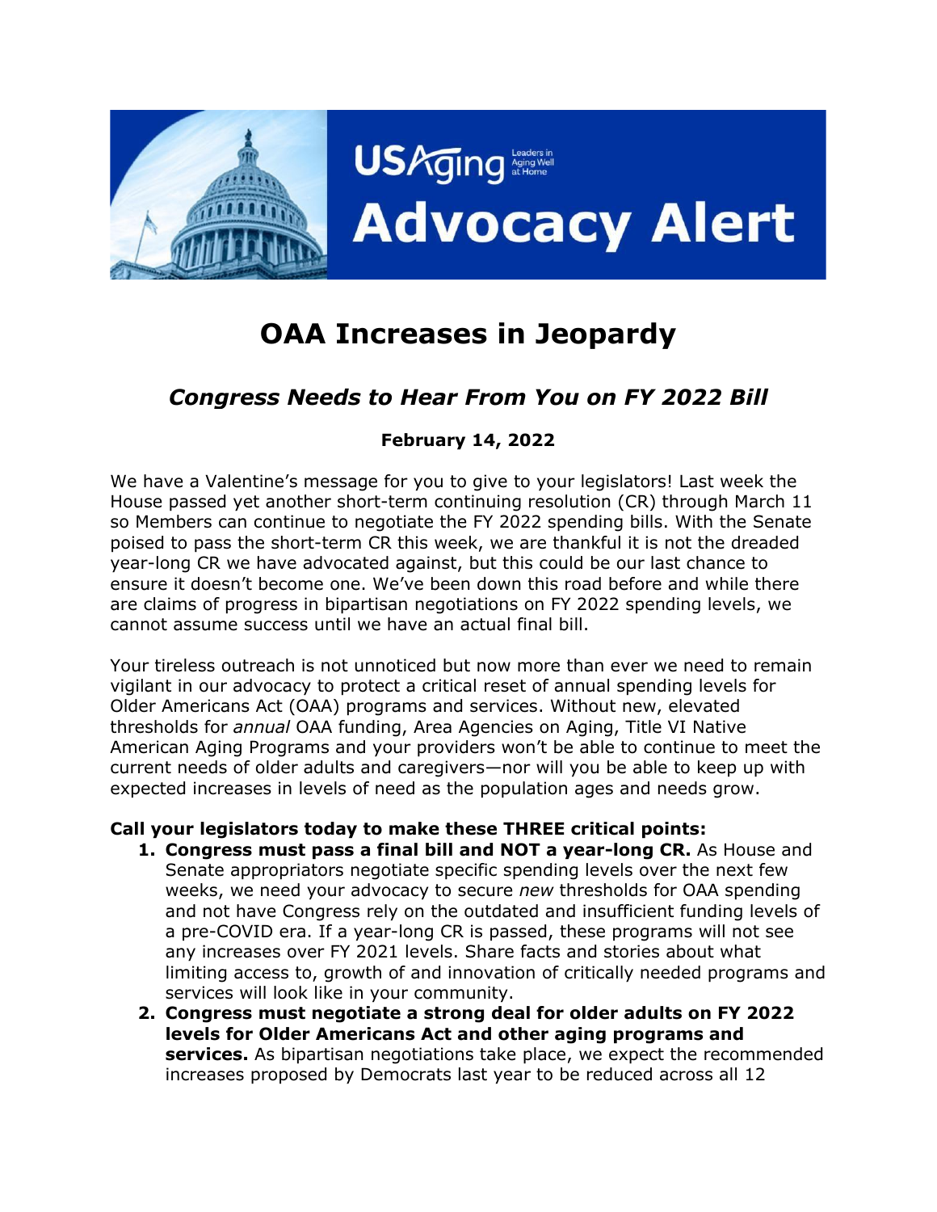# OAA Increases in Jeopardy

## *Congress Needs to Hear From You on FY 2022 Bill*

**February 14, 2022**

We have a Valentine's message for you to give to your legislators! Last week the House passed yet another short-term continuing resolution (CR) through March 11 so Members can continue to negotiate the FY 2022 spending bills. With the Senate poised to pass the short-term CR this week, we are thankful it is not the dreaded year-long CR we have advocated against, but this could be our last chance to ensure it doesn't become one. We've been down this road before and while there are claims of progress in bipartisan negotiations on FY 2022 spending levels, we cannot assume success until we have an actual final bill.

Your tireless outreach is not unnoticed but now more than ever we need to remain vigilant in our advocacy to protect a critical reset of annual spending levels for Older Americans Act (OAA) programs and services. Without new, elevated thresholds for *annual* OAA funding, Area Agencies on Aging, Title VI Native American Aging Programs and your providers won't be able to continue to meet the current needs of older adults and caregivers—nor will you be able to keep up with expected increases in levels of need as the population ages and needs grow.

**Call your legislators today to make these THREE critical points:**

1. **Congress must pass a final bill and NOT a year-long CR.** As House and Senate appropriators negotiate specific spending levels over the next few weeks, we need your advocacy to secure *new* thresholds for OAA spending and not have Congress rely on the outdated and insufficient funding levels of a pre-COVID era. If a year-long CR is passed, these programs will not see any increases over FY 2021 levels. Share facts and stories about what limiting access to, growth of and innovation of critically needed programs and services will look like in your community.
2. **Congress must negotiate a strong deal for older adults on FY 2022 levels for Older Americans Act and other aging programs and services.** As bipartisan negotiations take place, we expect the recommended increases proposed by Democrats last year to be reduced across all 12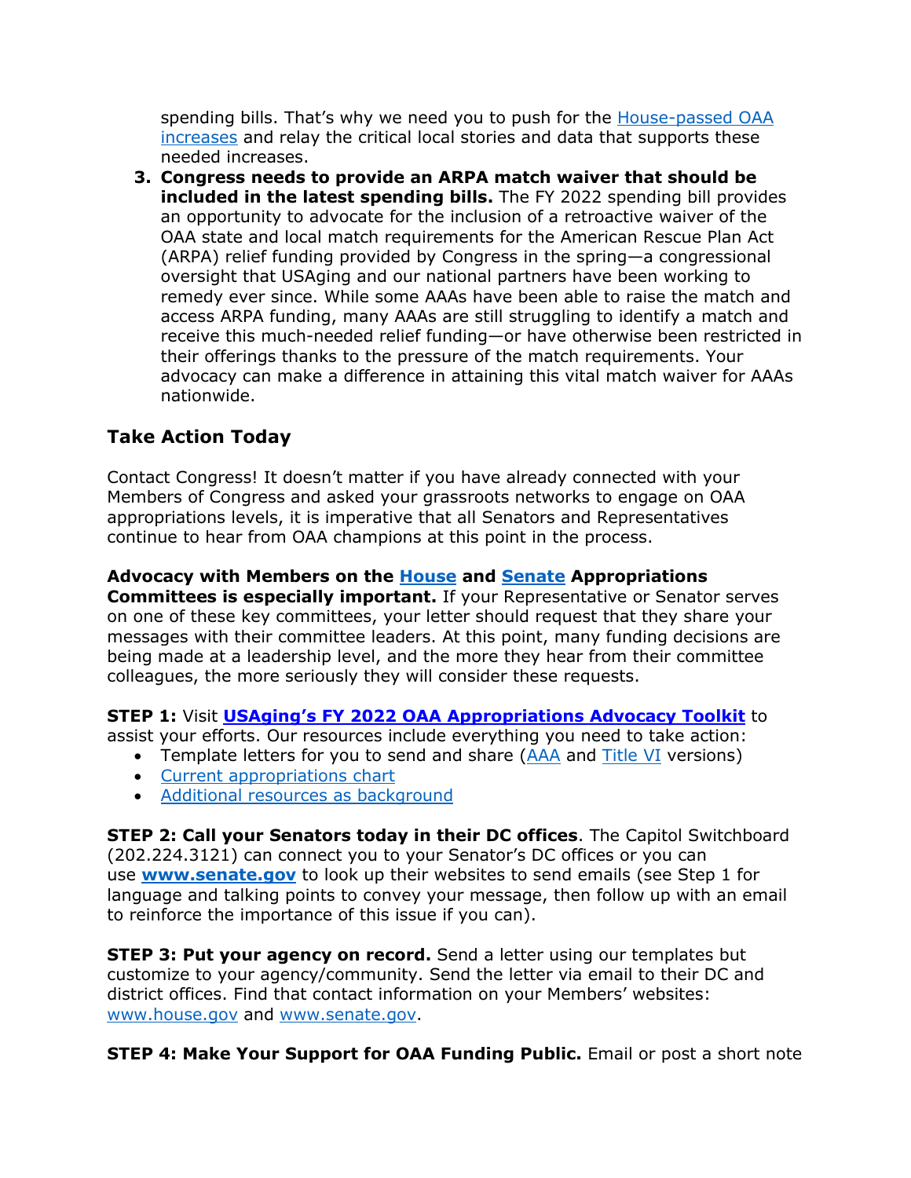spending bills. That's why we need you to push for the House-passed OAA increases and relay the critical local stories and data that supports these needed increases.

3. **Congress needs to provide an ARPA match waiver that should be included in the latest spending bills.** The FY 2022 spending bill provides an opportunity to advocate for the inclusion of a retroactive waiver of the OAA state and local match requirements for the American Rescue Plan Act (ARPA) relief funding provided by Congress in the spring—a congressional oversight that USAging and our national partners have been working to remedy ever since. While some AAAs have been able to raise the match and access ARPA funding, many AAAs are still struggling to identify a match and receive this much-needed relief funding—or have otherwise been restricted in their offerings thanks to the pressure of the match requirements. Your advocacy can make a difference in attaining this vital match waiver for AAAs nationwide.

## Take Action Today

Contact Congress! It doesn't matter if you have already connected with your Members of Congress and asked your grassroots networks to engage on OAA appropriations levels, it is imperative that all Senators and Representatives continue to hear from OAA champions at this point in the process.

**Advocacy with Members on the House and Senate Appropriations Committees is especially important.** If your Representative or Senator serves on one of these key committees, your letter should request that they share your messages with their committee leaders. At this point, many funding decisions are being made at a leadership level, and the more they hear from their committee colleagues, the more seriously they will consider these requests.

**STEP 1:** Visit **USAging's FY 2022 OAA Appropriations Advocacy Toolkit** to assist your efforts. Our resources include everything you need to take action:

- Template letters for you to send and share (AAA and Title VI versions)
- Current appropriations chart
- Additional resources as background

**STEP 2: Call your Senators today in their DC offices**. The Capitol Switchboard (202.224.3121) can connect you to your Senator's DC offices or you can use **www.senate.gov** to look up their websites to send emails (see Step 1 for language and talking points to convey your message, then follow up with an email to reinforce the importance of this issue if you can).

**STEP 3: Put your agency on record.** Send a letter using our templates but customize to your agency/community. Send the letter via email to their DC and district offices. Find that contact information on your Members' websites: www.house.gov and www.senate.gov.

**STEP 4: Make Your Support for OAA Funding Public.** Email or post a short note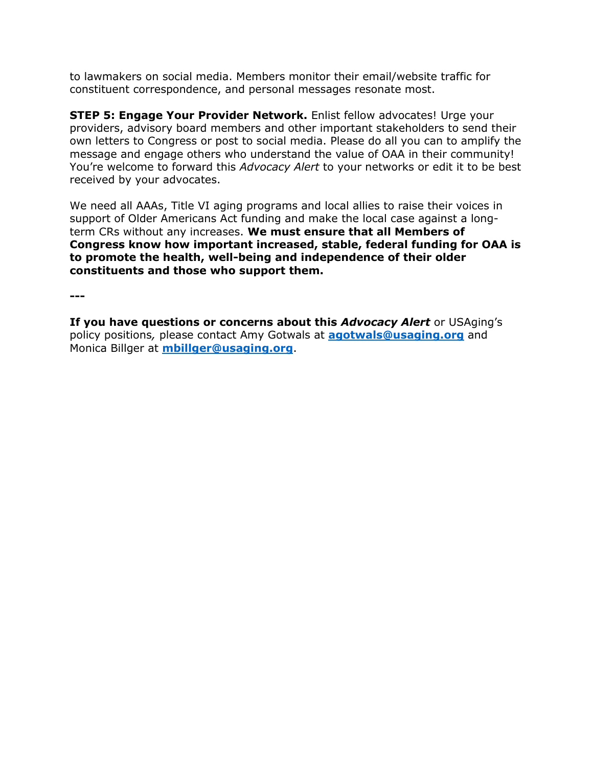to lawmakers on social media. Members monitor their email/website traffic for constituent correspondence, and personal messages resonate most.

**STEP 5: Engage Your Provider Network.** Enlist fellow advocates! Urge your providers, advisory board members and other important stakeholders to send their own letters to Congress or post to social media. Please do all you can to amplify the message and engage others who understand the value of OAA in their community! You're welcome to forward this *Advocacy Alert* to your networks or edit it to be best received by your advocates.

We need all AAAs, Title VI aging programs and local allies to raise their voices in support of Older Americans Act funding and make the local case against a long-term CRs without any increases. **We must ensure that all Members of Congress know how important increased, stable, federal funding for OAA is to promote the health, well-being and independence of their older constituents and those who support them.**

**---**

**If you have questions or concerns about this *Advocacy Alert*** or USAging's policy positions, please contact Amy Gotwals at **agotwals@usaging.org** and Monica Billger at **mbillger@usaging.org**.